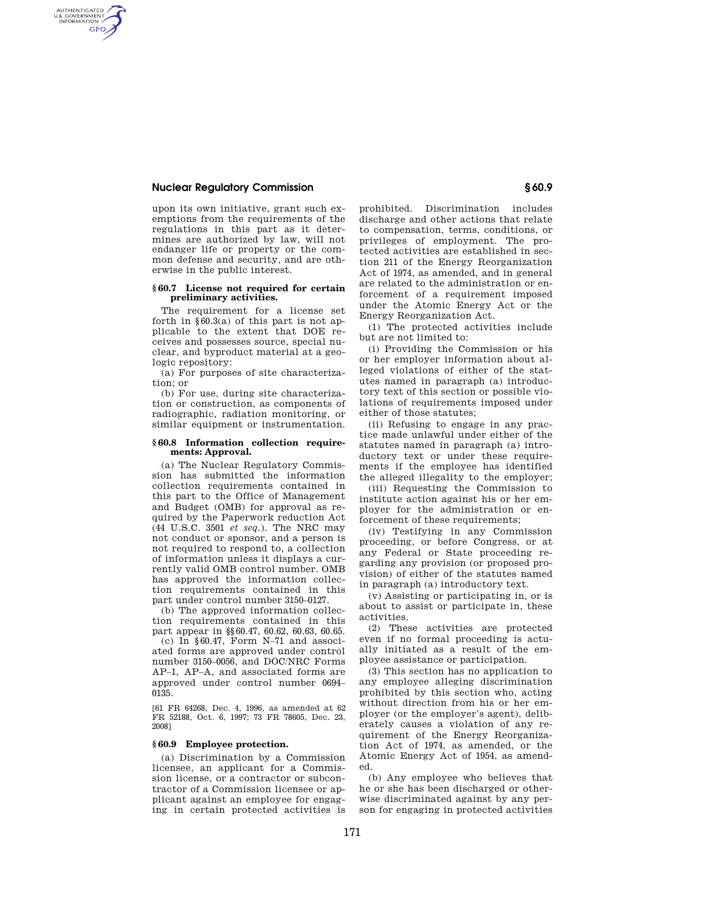upon its own initiative, grant such exemptions from the requirements of the regulations in this part as it determines are authorized by law, will not endanger life or property or the common defense and security, and are otherwise in the public interest.

### § 60.7 License not required for certain preliminary activities.

The requirement for a license set forth in §60.3(a) of this part is not applicable to the extent that DOE receives and possesses source, special nuclear, and byproduct material at a geologic repository:

(a) For purposes of site characterization; or

(b) For use, during site characterization or construction, as components of radiographic, radiation monitoring, or similar equipment or instrumentation.

### § 60.8 Information collection requirements: Approval.

(a) The Nuclear Regulatory Commission has submitted the information collection requirements contained in this part to the Office of Management and Budget (OMB) for approval as required by the Paperwork reduction Act (44 U.S.C. 3501 *et seq.*). The NRC may not conduct or sponsor, and a person is not required to respond to, a collection of information unless it displays a currently valid OMB control number. OMB has approved the information collection requirements contained in this part under control number 3150–0127.

(b) The approved information collection requirements contained in this part appear in §§60.47, 60.62, 60.63, 60.65.

(c) In §60.47, Form N–71 and associated forms are approved under control number 3150–0056, and DOC/NRC Forms AP–1, AP–A, and associated forms are approved under control number 0694–0135.

[61 FR 64268, Dec. 4, 1996, as amended at 62 FR 52188, Oct. 6, 1997; 73 FR 78605, Dec. 23, 2008]

### § 60.9 Employee protection.

(a) Discrimination by a Commission licensee, an applicant for a Commission license, or a contractor or subcontractor of a Commission licensee or applicant against an employee for engaging in certain protected activities is prohibited. Discrimination includes discharge and other actions that relate to compensation, terms, conditions, or privileges of employment. The protected activities are established in section 211 of the Energy Reorganization Act of 1974, as amended, and in general are related to the administration or enforcement of a requirement imposed under the Atomic Energy Act or the Energy Reorganization Act.

(1) The protected activities include but are not limited to:

(i) Providing the Commission or his or her employer information about alleged violations of either of the statutes named in paragraph (a) introductory text of this section or possible violations of requirements imposed under either of those statutes;

(ii) Refusing to engage in any practice made unlawful under either of the statutes named in paragraph (a) introductory text or under these requirements if the employee has identified the alleged illegality to the employer;

(iii) Requesting the Commission to institute action against his or her employer for the administration or enforcement of these requirements;

(iv) Testifying in any Commission proceeding, or before Congress, or at any Federal or State proceeding regarding any provision (or proposed provision) of either of the statutes named in paragraph (a) introductory text.

(v) Assisting or participating in, or is about to assist or participate in, these activities.

(2) These activities are protected even if no formal proceeding is actually initiated as a result of the employee assistance or participation.

(3) This section has no application to any employee alleging discrimination prohibited by this section who, acting without direction from his or her employer (or the employer's agent), deliberately causes a violation of any requirement of the Energy Reorganization Act of 1974, as amended, or the Atomic Energy Act of 1954, as amended.

(b) Any employee who believes that he or she has been discharged or otherwise discriminated against by any person for engaging in protected activities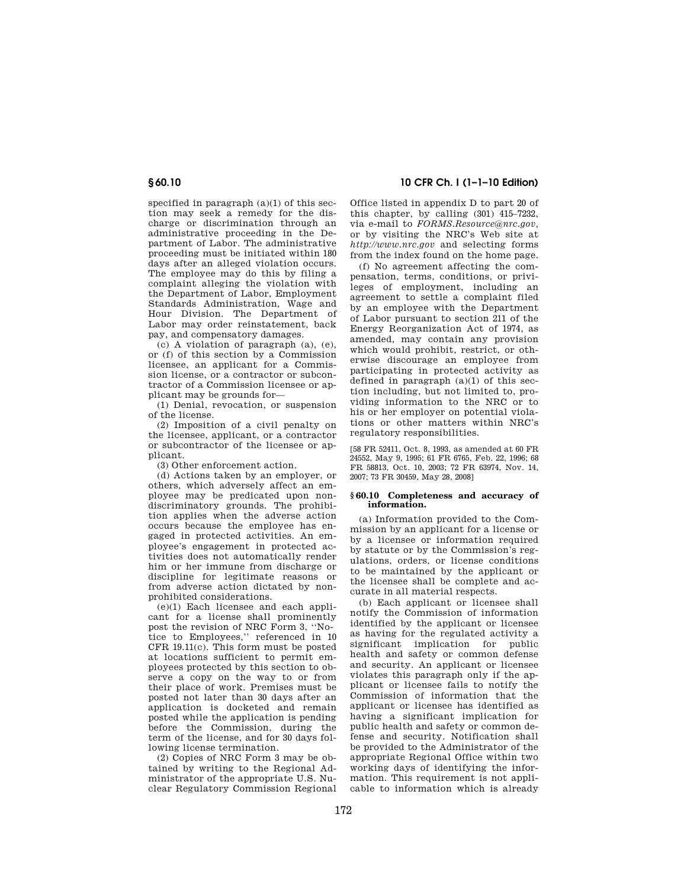specified in paragraph (a)(1) of this section may seek a remedy for the discharge or discrimination through an administrative proceeding in the Department of Labor. The administrative proceeding must be initiated within 180 days after an alleged violation occurs. The employee may do this by filing a complaint alleging the violation with the Department of Labor, Employment Standards Administration, Wage and Hour Division. The Department of Labor may order reinstatement, back pay, and compensatory damages.

(c) A violation of paragraph (a), (e), or (f) of this section by a Commission licensee, an applicant for a Commission license, or a contractor or subcontractor of a Commission licensee or applicant may be grounds for—

(1) Denial, revocation, or suspension of the license.

(2) Imposition of a civil penalty on the licensee, applicant, or a contractor or subcontractor of the licensee or applicant.

(3) Other enforcement action.

(d) Actions taken by an employer, or others, which adversely affect an employee may be predicated upon nondiscriminatory grounds. The prohibition applies when the adverse action occurs because the employee has engaged in protected activities. An employee's engagement in protected activities does not automatically render him or her immune from discharge or discipline for legitimate reasons or from adverse action dictated by nonprohibited considerations.

(e)(1) Each licensee and each applicant for a license shall prominently post the revision of NRC Form 3, ''Notice to Employees,'' referenced in 10 CFR 19.11(c). This form must be posted at locations sufficient to permit employees protected by this section to observe a copy on the way to or from their place of work. Premises must be posted not later than 30 days after an application is docketed and remain posted while the application is pending before the Commission, during the term of the license, and for 30 days following license termination.

(2) Copies of NRC Form 3 may be obtained by writing to the Regional Administrator of the appropriate U.S. Nuclear Regulatory Commission Regional Office listed in appendix D to part 20 of this chapter, by calling (301) 415–7232, via e-mail to *FORMS.Resource@nrc.gov*, or by visiting the NRC's Web site at *http://www.nrc.gov* and selecting forms from the index found on the home page.

(f) No agreement affecting the compensation, terms, conditions, or privileges of employment, including an agreement to settle a complaint filed by an employee with the Department of Labor pursuant to section 211 of the Energy Reorganization Act of 1974, as amended, may contain any provision which would prohibit, restrict, or otherwise discourage an employee from participating in protected activity as defined in paragraph (a)(1) of this section including, but not limited to, providing information to the NRC or to his or her employer on potential violations or other matters within NRC's regulatory responsibilities.

[58 FR 52411, Oct. 8, 1993, as amended at 60 FR 24552, May 9, 1995; 61 FR 6765, Feb. 22, 1996; 68 FR 58813, Oct. 10, 2003; 72 FR 63974, Nov. 14, 2007; 73 FR 30459, May 28, 2008]

### § 60.10 Completeness and accuracy of information.

(a) Information provided to the Commission by an applicant for a license or by a licensee or information required by statute or by the Commission's regulations, orders, or license conditions to be maintained by the applicant or the licensee shall be complete and accurate in all material respects.

(b) Each applicant or licensee shall notify the Commission of information identified by the applicant or licensee as having for the regulated activity a significant implication for public health and safety or common defense and security. An applicant or licensee violates this paragraph only if the applicant or licensee fails to notify the Commission of information that the applicant or licensee has identified as having a significant implication for public health and safety or common defense and security. Notification shall be provided to the Administrator of the appropriate Regional Office within two working days of identifying the information. This requirement is not applicable to information which is already